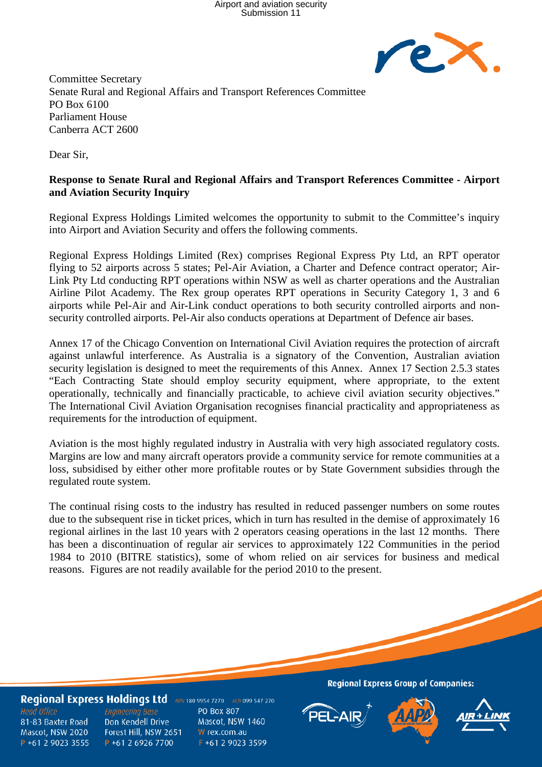Committee Secretary
Senate Rural and Regional Affairs and Transport References Committee
PO Box 6100
Parliament House
Canberra ACT 2600

Dear Sir,

**Response to Senate Rural and Regional Affairs and Transport References Committee - Airport and Aviation Security Inquiry**

Regional Express Holdings Limited welcomes the opportunity to submit to the Committee's inquiry into Airport and Aviation Security and offers the following comments.

Regional Express Holdings Limited (Rex) comprises Regional Express Pty Ltd, an RPT operator flying to 52 airports across 5 states; Pel-Air Aviation, a Charter and Defence contract operator; Air-Link Pty Ltd conducting RPT operations within NSW as well as charter operations and the Australian Airline Pilot Academy. The Rex group operates RPT operations in Security Category 1, 3 and 6 airports while Pel-Air and Air-Link conduct operations to both security controlled airports and non-security controlled airports. Pel-Air also conducts operations at Department of Defence air bases.

Annex 17 of the Chicago Convention on International Civil Aviation requires the protection of aircraft against unlawful interference. As Australia is a signatory of the Convention, Australian aviation security legislation is designed to meet the requirements of this Annex. Annex 17 Section 2.5.3 states "Each Contracting State should employ security equipment, where appropriate, to the extent operationally, technically and financially practicable, to achieve civil aviation security objectives." The International Civil Aviation Organisation recognises financial practicality and appropriateness as requirements for the introduction of equipment.

Aviation is the most highly regulated industry in Australia with very high associated regulatory costs. Margins are low and many aircraft operators provide a community service for remote communities at a loss, subsidised by either other more profitable routes or by State Government subsidies through the regulated route system.

The continual rising costs to the industry has resulted in reduced passenger numbers on some routes due to the subsequent rise in ticket prices, which in turn has resulted in the demise of approximately 16 regional airlines in the last 10 years with 2 operators ceasing operations in the last 12 months. There has been a discontinuation of regular air services to approximately 122 Communities in the period 1984 to 2010 (BITRE statistics), some of whom relied on air services for business and medical reasons. Figures are not readily available for the period 2010 to the present.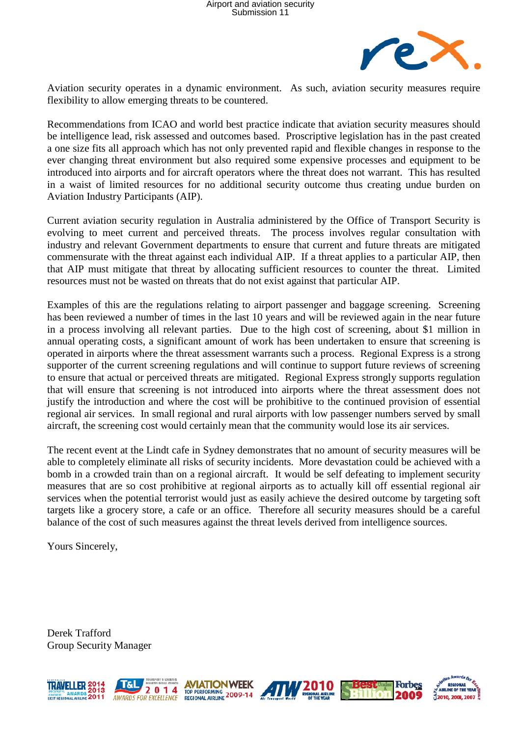Aviation security operates in a dynamic environment. As such, aviation security measures require flexibility to allow emerging threats to be countered.

Recommendations from ICAO and world best practice indicate that aviation security measures should be intelligence lead, risk assessed and outcomes based. Proscriptive legislation has in the past created a one size fits all approach which has not only prevented rapid and flexible changes in response to the ever changing threat environment but also required some expensive processes and equipment to be introduced into airports and for aircraft operators where the threat does not warrant. This has resulted in a waist of limited resources for no additional security outcome thus creating undue burden on Aviation Industry Participants (AIP).

Current aviation security regulation in Australia administered by the Office of Transport Security is evolving to meet current and perceived threats. The process involves regular consultation with industry and relevant Government departments to ensure that current and future threats are mitigated commensurate with the threat against each individual AIP. If a threat applies to a particular AIP, then that AIP must mitigate that threat by allocating sufficient resources to counter the threat. Limited resources must not be wasted on threats that do not exist against that particular AIP.

Examples of this are the regulations relating to airport passenger and baggage screening. Screening has been reviewed a number of times in the last 10 years and will be reviewed again in the near future in a process involving all relevant parties. Due to the high cost of screening, about $1 million in annual operating costs, a significant amount of work has been undertaken to ensure that screening is operated in airports where the threat assessment warrants such a process. Regional Express is a strong supporter of the current screening regulations and will continue to support future reviews of screening to ensure that actual or perceived threats are mitigated. Regional Express strongly supports regulation that will ensure that screening is not introduced into airports where the threat assessment does not justify the introduction and where the cost will be prohibitive to the continued provision of essential regional air services. In small regional and rural airports with low passenger numbers served by small aircraft, the screening cost would certainly mean that the community would lose its air services.

The recent event at the Lindt cafe in Sydney demonstrates that no amount of security measures will be able to completely eliminate all risks of security incidents. More devastation could be achieved with a bomb in a crowded train than on a regional aircraft. It would be self defeating to implement security measures that are so cost prohibitive at regional airports as to actually kill off essential regional air services when the potential terrorist would just as easily achieve the desired outcome by targeting soft targets like a grocery store, a cafe or an office. Therefore all security measures should be a careful balance of the cost of such measures against the threat levels derived from intelligence sources.

Yours Sincerely,

Derek Trafford
Group Security Manager